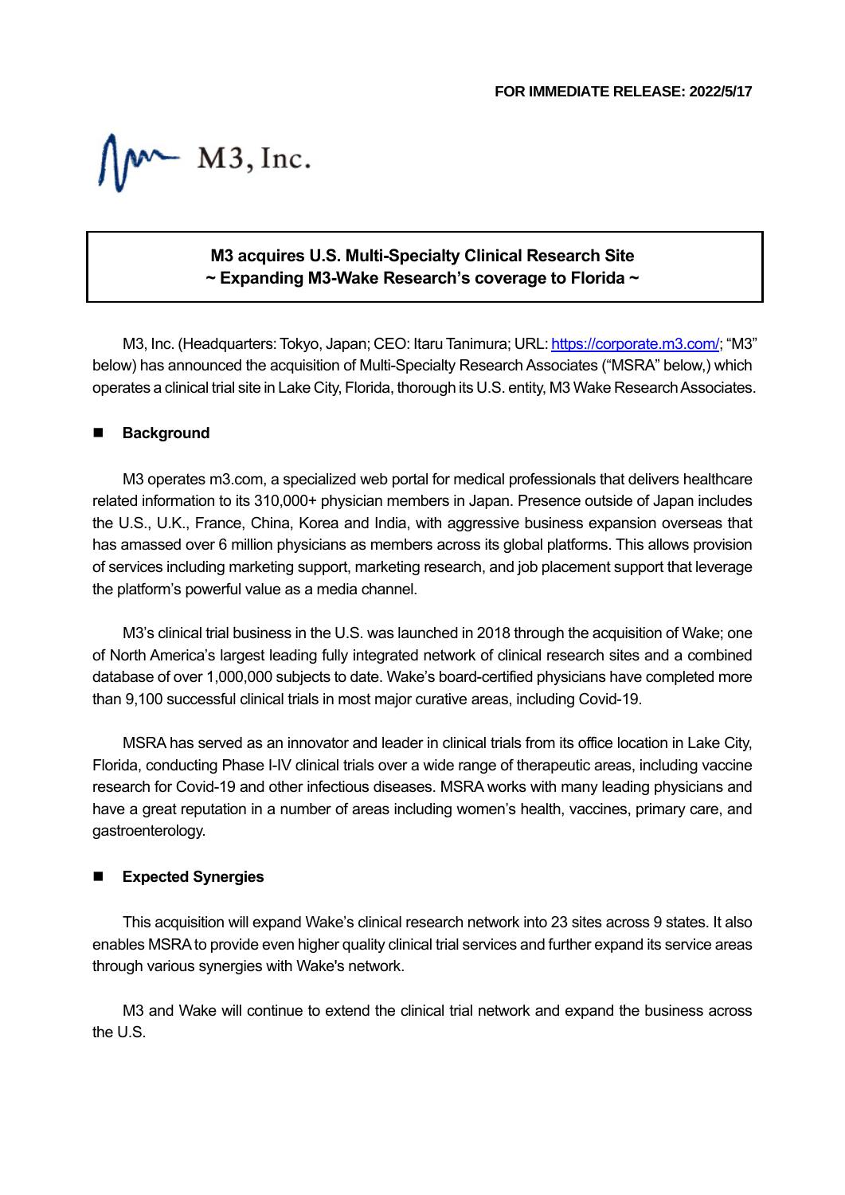**FOR IMMEDIATE RELEASE: 2022/5/17**

M3, Inc.

# M3 acquires U.S. Multi-Specialty Clinical Research Site
## ~ Expanding M3-Wake Research's coverage to Florida ~

M3, Inc. (Headquarters: Tokyo, Japan; CEO: Itaru Tanimura; URL: https://corporate.m3.com/; "M3" below) has announced the acquisition of Multi-Specialty Research Associates ("MSRA" below,) which operates a clinical trial site in Lake City, Florida, thorough its U.S. entity, M3 Wake Research Associates.

## Background

M3 operates m3.com, a specialized web portal for medical professionals that delivers healthcare related information to its 310,000+ physician members in Japan. Presence outside of Japan includes the U.S., U.K., France, China, Korea and India, with aggressive business expansion overseas that has amassed over 6 million physicians as members across its global platforms. This allows provision of services including marketing support, marketing research, and job placement support that leverage the platform's powerful value as a media channel.

M3's clinical trial business in the U.S. was launched in 2018 through the acquisition of Wake; one of North America's largest leading fully integrated network of clinical research sites and a combined database of over 1,000,000 subjects to date. Wake's board-certified physicians have completed more than 9,100 successful clinical trials in most major curative areas, including Covid-19.

MSRA has served as an innovator and leader in clinical trials from its office location in Lake City, Florida, conducting Phase I-IV clinical trials over a wide range of therapeutic areas, including vaccine research for Covid-19 and other infectious diseases. MSRA works with many leading physicians and have a great reputation in a number of areas including women's health, vaccines, primary care, and gastroenterology.

## Expected Synergies

This acquisition will expand Wake's clinical research network into 23 sites across 9 states. It also enables MSRA to provide even higher quality clinical trial services and further expand its service areas through various synergies with Wake's network.

M3 and Wake will continue to extend the clinical trial network and expand the business across the U.S.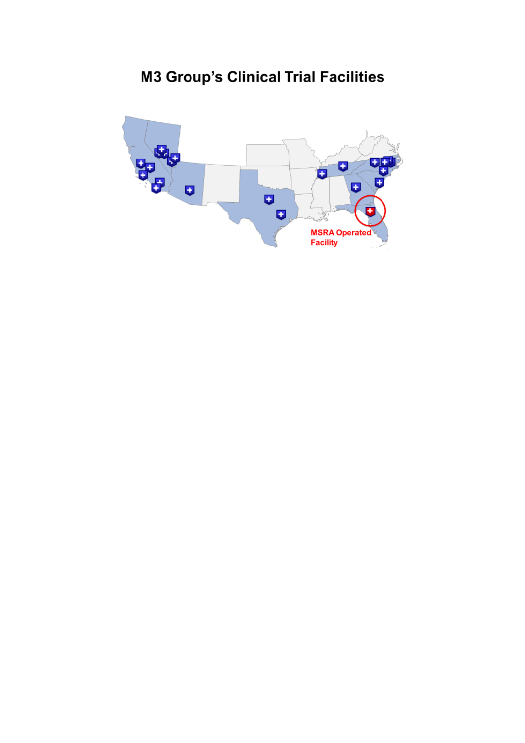# M3 Group's Clinical Trial Facilities

MSRA Operated Facility